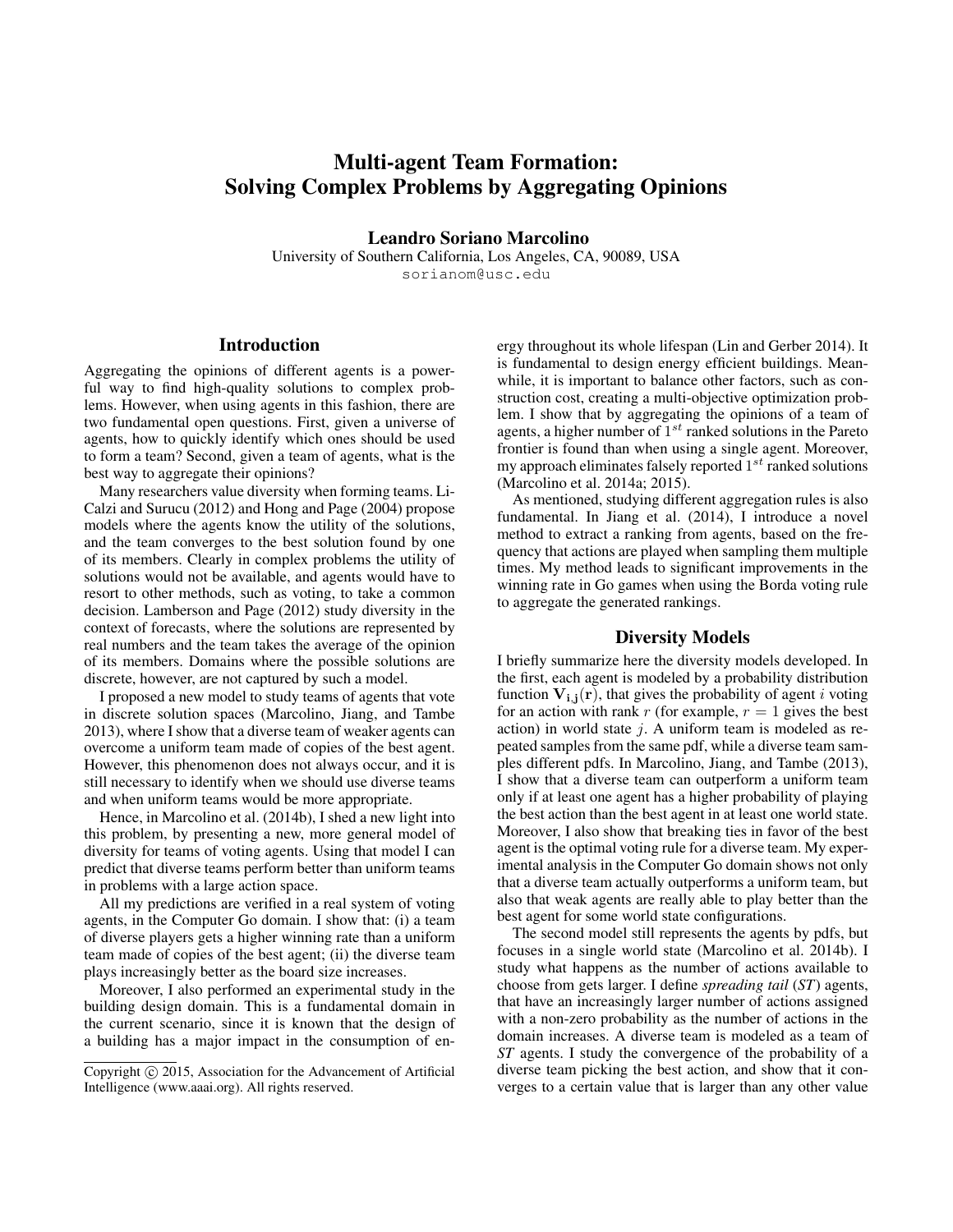# Multi-agent Team Formation: Solving Complex Problems by Aggregating Opinions

**Leandro Soriano Marcolino**

University of Southern California, Los Angeles, CA, 90089, USA

sorianom@usc.edu

## Introduction

Aggregating the opinions of different agents is a powerful way to find high-quality solutions to complex problems. However, when using agents in this fashion, there are two fundamental open questions. First, given a universe of agents, how to quickly identify which ones should be used to form a team? Second, given a team of agents, what is the best way to aggregate their opinions?

Many researchers value diversity when forming teams. LiCalzi and Surucu (2012) and Hong and Page (2004) propose models where the agents know the utility of the solutions, and the team converges to the best solution found by one of its members. Clearly in complex problems the utility of solutions would not be available, and agents would have to resort to other methods, such as voting, to take a common decision. Lamberson and Page (2012) study diversity in the context of forecasts, where the solutions are represented by real numbers and the team takes the average of the opinion of its members. Domains where the possible solutions are discrete, however, are not captured by such a model.

I proposed a new model to study teams of agents that vote in discrete solution spaces (Marcolino, Jiang, and Tambe 2013), where I show that a diverse team of weaker agents can overcome a uniform team made of copies of the best agent. However, this phenomenon does not always occur, and it is still necessary to identify when we should use diverse teams and when uniform teams would be more appropriate.

Hence, in Marcolino et al. (2014b), I shed a new light into this problem, by presenting a new, more general model of diversity for teams of voting agents. Using that model I can predict that diverse teams perform better than uniform teams in problems with a large action space.

All my predictions are verified in a real system of voting agents, in the Computer Go domain. I show that: (i) a team of diverse players gets a higher winning rate than a uniform team made of copies of the best agent; (ii) the diverse team plays increasingly better as the board size increases.

Moreover, I also performed an experimental study in the building design domain. This is a fundamental domain in the current scenario, since it is known that the design of a building has a major impact in the consumption of energy throughout its whole lifespan (Lin and Gerber 2014). It is fundamental to design energy efficient buildings. Meanwhile, it is important to balance other factors, such as construction cost, creating a multi-objective optimization problem. I show that by aggregating the opinions of a team of agents, a higher number of $1^{st}$ ranked solutions in the Pareto frontier is found than when using a single agent. Moreover, my approach eliminates falsely reported $1^{st}$ ranked solutions (Marcolino et al. 2014a; 2015).

As mentioned, studying different aggregation rules is also fundamental. In Jiang et al. (2014), I introduce a novel method to extract a ranking from agents, based on the frequency that actions are played when sampling them multiple times. My method leads to significant improvements in the winning rate in Go games when using the Borda voting rule to aggregate the generated rankings.

## Diversity Models

I briefly summarize here the diversity models developed. In the first, each agent is modeled by a probability distribution function $\mathbf{V_{i,j}(r)}$, that gives the probability of agent $i$ voting for an action with rank $r$ (for example, $r = 1$ gives the best action) in world state $j$. A uniform team is modeled as repeated samples from the same pdf, while a diverse team samples different pdfs. In Marcolino, Jiang, and Tambe (2013), I show that a diverse team can outperform a uniform team only if at least one agent has a higher probability of playing the best action than the best agent in at least one world state. Moreover, I also show that breaking ties in favor of the best agent is the optimal voting rule for a diverse team. My experimental analysis in the Computer Go domain shows not only that a diverse team actually outperforms a uniform team, but also that weak agents are really able to play better than the best agent for some world state configurations.

The second model still represents the agents by pdfs, but focuses in a single world state (Marcolino et al. 2014b). I study what happens as the number of actions available to choose from gets larger. I define *spreading tail* (*ST*) agents, that have an increasingly larger number of actions assigned with a non-zero probability as the number of actions in the domain increases. A diverse team is modeled as a team of *ST* agents. I study the convergence of the probability of a diverse team picking the best action, and show that it converges to a certain value that is larger than any other value

Copyright © 2015, Association for the Advancement of Artificial Intelligence (www.aaai.org). All rights reserved.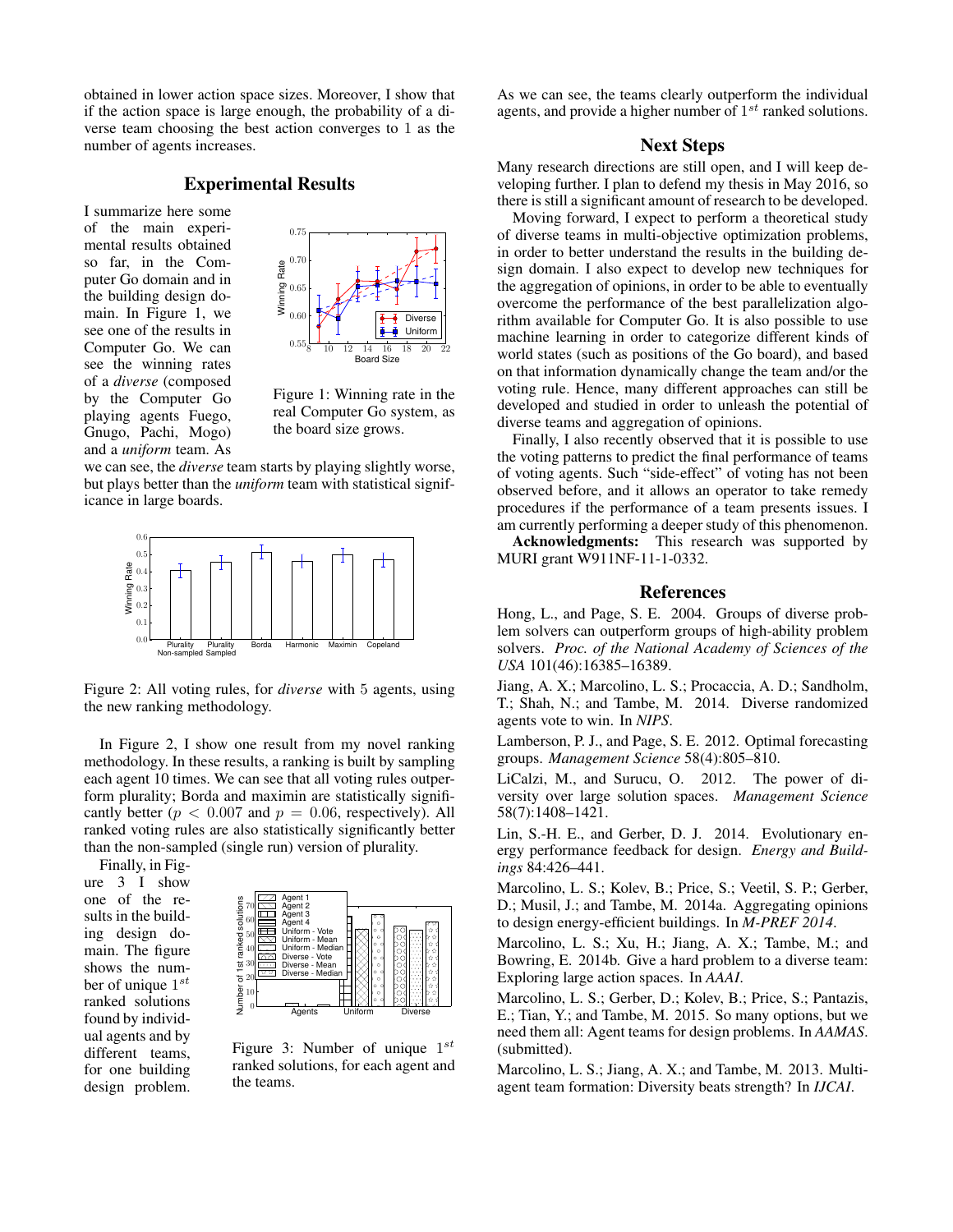obtained in lower action space sizes. Moreover, I show that if the action space is large enough, the probability of a diverse team choosing the best action converges to 1 as the number of agents increases.

## Experimental Results

I summarize here some of the main experimental results obtained so far, in the Computer Go domain and in the building design domain. In Figure 1, we see one of the results in Computer Go. We can see the winning rates of a *diverse* (composed by the Computer Go playing agents Fuego, Gnugo, Pachi, Mogo) and a *uniform* team. As we can see, the *diverse* team starts by playing slightly worse, but plays better than the *uniform* team with statistical significance in large boards.

Winning Rate
0.75
0.70
0.65
0.60
0.55
8 10 12 14 16 18 20 22
Board Size
Diverse
Uniform

Figure 1: Winning rate in the real Computer Go system, as the board size grows.

Winning Rate
0.6
0.5
0.4
0.3
0.2
0.1
0.0
Plurality Non-sampled
Plurality Sampled
Borda
Harmonic
Maximin
Copeland

Figure 2: All voting rules, for *diverse* with 5 agents, using the new ranking methodology.

In Figure 2, I show one result from my novel ranking methodology. In these results, a ranking is built by sampling each agent 10 times. We can see that all voting rules outperform plurality; Borda and maximin are statistically significantly better ($p < 0.007$ and $p = 0.06$, respectively). All ranked voting rules are also statistically significantly better than the non-sampled (single run) version of plurality.

Finally, in Figure 3 I show one of the results in the building design domain. The figure shows the number of unique $1^{st}$ ranked solutions found by individual agents and by different teams, for one building design problem.

Number of 1st ranked solutions
70
60
50
40
30
20
10
0
Agents
Uniform
Diverse
Agent 1
Agent 2
Agent 3
Agent 4
Uniform - Vote
Uniform - Mean
Uniform - Median
Diverse - Vote
Diverse - Mean
Diverse - Median

Figure 3: Number of unique $1^{st}$ ranked solutions, for each agent and the teams.

As we can see, the teams clearly outperform the individual agents, and provide a higher number of $1^{st}$ ranked solutions.

## Next Steps

Many research directions are still open, and I will keep developing further. I plan to defend my thesis in May 2016, so there is still a significant amount of research to be developed.

Moving forward, I expect to perform a theoretical study of diverse teams in multi-objective optimization problems, in order to better understand the results in the building design domain. I also expect to develop new techniques for the aggregation of opinions, in order to be able to eventually overcome the performance of the best parallelization algorithm available for Computer Go. It is also possible to use machine learning in order to categorize different kinds of world states (such as positions of the Go board), and based on that information dynamically change the team and/or the voting rule. Hence, many different approaches can still be developed and studied in order to unleash the potential of diverse teams and aggregation of opinions.

Finally, I also recently observed that it is possible to use the voting patterns to predict the final performance of teams of voting agents. Such "side-effect" of voting has not been observed before, and it allows an operator to take remedy procedures if the performance of a team presents issues. I am currently performing a deeper study of this phenomenon.

**Acknowledgments:** This research was supported by MURI grant W911NF-11-1-0332.

## References

Hong, L., and Page, S. E. 2004. Groups of diverse problem solvers can outperform groups of high-ability problem solvers. *Proc. of the National Academy of Sciences of the USA* 101(46):16385–16389.

Jiang, A. X.; Marcolino, L. S.; Procaccia, A. D.; Sandholm, T.; Shah, N.; and Tambe, M. 2014. Diverse randomized agents vote to win. In *NIPS*.

Lamberson, P. J., and Page, S. E. 2012. Optimal forecasting groups. *Management Science* 58(4):805–810.

LiCalzi, M., and Surucu, O. 2012. The power of diversity over large solution spaces. *Management Science* 58(7):1408–1421.

Lin, S.-H. E., and Gerber, D. J. 2014. Evolutionary energy performance feedback for design. *Energy and Buildings* 84:426–441.

Marcolino, L. S.; Kolev, B.; Price, S.; Veetil, S. P.; Gerber, D.; Musil, J.; and Tambe, M. 2014a. Aggregating opinions to design energy-efficient buildings. In *M-PREF 2014*.

Marcolino, L. S.; Xu, H.; Jiang, A. X.; Tambe, M.; and Bowring, E. 2014b. Give a hard problem to a diverse team: Exploring large action spaces. In *AAAI*.

Marcolino, L. S.; Gerber, D.; Kolev, B.; Price, S.; Pantazis, E.; Tian, Y.; and Tambe, M. 2015. So many options, but we need them all: Agent teams for design problems. In *AAMAS*. (submitted).

Marcolino, L. S.; Jiang, A. X.; and Tambe, M. 2013. Multi-agent team formation: Diversity beats strength? In *IJCAI*.